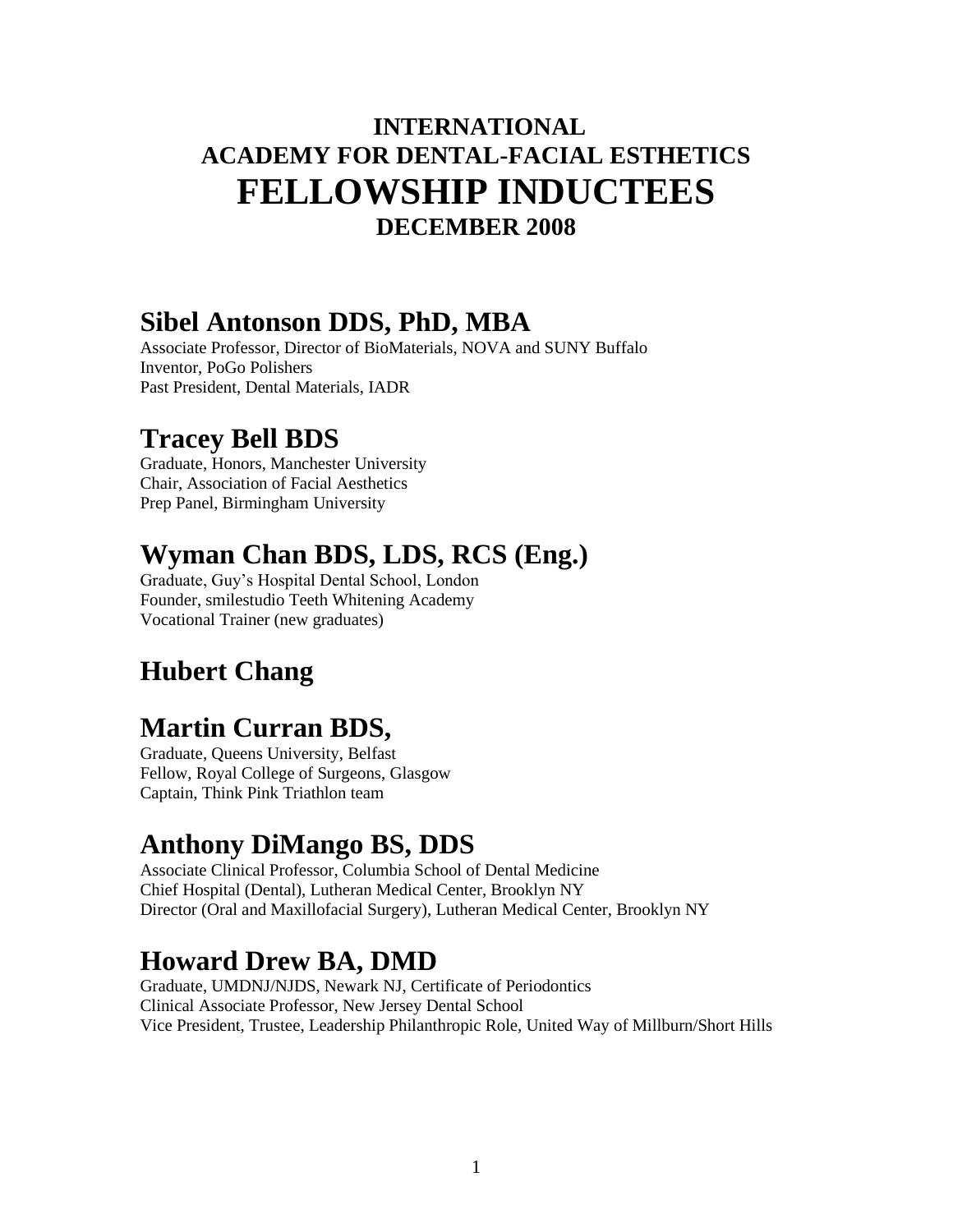# INTERNATIONAL ACADEMY FOR DENTAL-FACIAL ESTHETICS
# FELLOWSHIP INDUCTEES
## DECEMBER 2008

## Sibel Antonson DDS, PhD, MBA

Associate Professor, Director of BioMaterials, NOVA and SUNY Buffalo
Inventor, PoGo Polishers
Past President, Dental Materials, IADR

## Tracey Bell BDS

Graduate, Honors, Manchester University
Chair, Association of Facial Aesthetics
Prep Panel, Birmingham University

## Wyman Chan BDS, LDS, RCS (Eng.)

Graduate, Guy's Hospital Dental School, London
Founder, smilestudio Teeth Whitening Academy
Vocational Trainer (new graduates)

## Hubert Chang

## Martin Curran BDS,

Graduate, Queens University, Belfast
Fellow, Royal College of Surgeons, Glasgow
Captain, Think Pink Triathlon team

## Anthony DiMango BS, DDS

Associate Clinical Professor, Columbia School of Dental Medicine
Chief Hospital (Dental), Lutheran Medical Center, Brooklyn NY
Director (Oral and Maxillofacial Surgery), Lutheran Medical Center, Brooklyn NY

## Howard Drew BA, DMD

Graduate, UMDNJ/NJDS, Newark NJ, Certificate of Periodontics
Clinical Associate Professor, New Jersey Dental School
Vice President, Trustee, Leadership Philanthropic Role, United Way of Millburn/Short Hills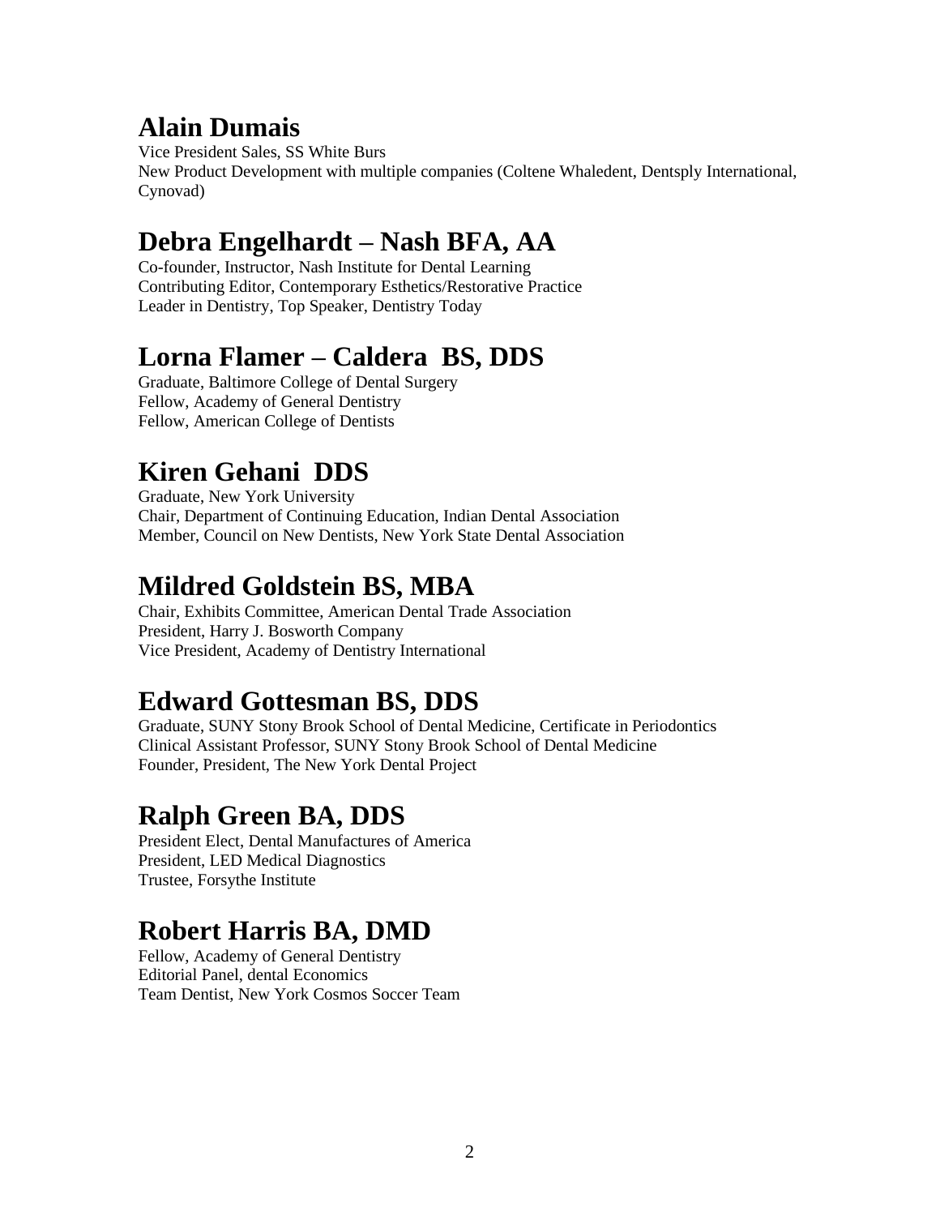## Alain Dumais

Vice President Sales, SS White Burs
New Product Development with multiple companies (Coltene Whaledent, Dentsply International, Cynovad)

## Debra Engelhardt – Nash BFA, AA

Co-founder, Instructor, Nash Institute for Dental Learning
Contributing Editor, Contemporary Esthetics/Restorative Practice
Leader in Dentistry, Top Speaker, Dentistry Today

## Lorna Flamer – Caldera BS, DDS

Graduate, Baltimore College of Dental Surgery
Fellow, Academy of General Dentistry
Fellow, American College of Dentists

## Kiren Gehani DDS

Graduate, New York University
Chair, Department of Continuing Education, Indian Dental Association
Member, Council on New Dentists, New York State Dental Association

## Mildred Goldstein BS, MBA

Chair, Exhibits Committee, American Dental Trade Association
President, Harry J. Bosworth Company
Vice President, Academy of Dentistry International

## Edward Gottesman BS, DDS

Graduate, SUNY Stony Brook School of Dental Medicine, Certificate in Periodontics
Clinical Assistant Professor, SUNY Stony Brook School of Dental Medicine
Founder, President, The New York Dental Project

## Ralph Green BA, DDS

President Elect, Dental Manufactures of America
President, LED Medical Diagnostics
Trustee, Forsythe Institute

## Robert Harris BA, DMD

Fellow, Academy of General Dentistry
Editorial Panel, dental Economics
Team Dentist, New York Cosmos Soccer Team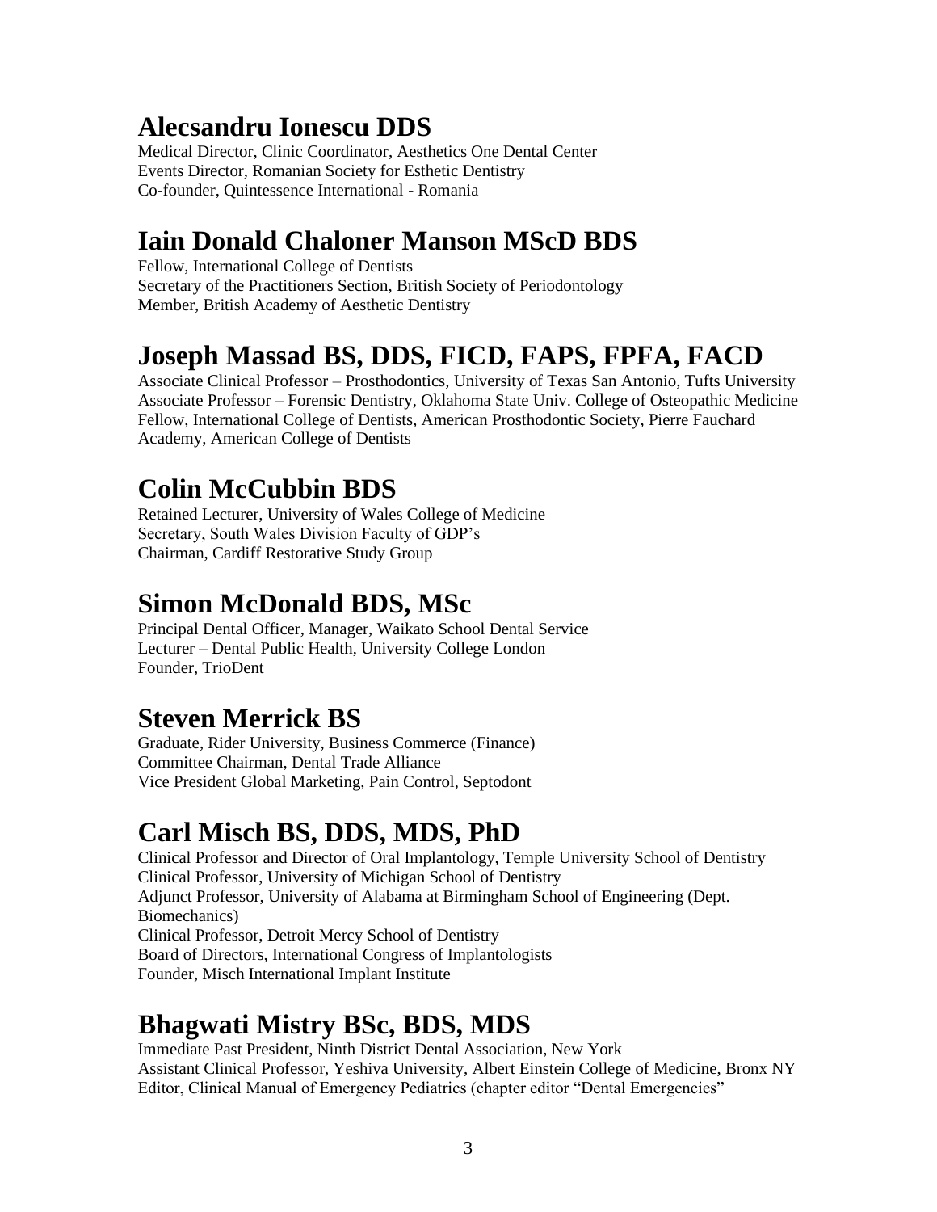## Alecsandru Ionescu DDS

Medical Director, Clinic Coordinator, Aesthetics One Dental Center
Events Director, Romanian Society for Esthetic Dentistry
Co-founder, Quintessence International - Romania

## Iain Donald Chaloner Manson MScD BDS

Fellow, International College of Dentists
Secretary of the Practitioners Section, British Society of Periodontology
Member, British Academy of Aesthetic Dentistry

## Joseph Massad BS, DDS, FICD, FAPS, FPFA, FACD

Associate Clinical Professor – Prosthodontics, University of Texas San Antonio, Tufts University
Associate Professor – Forensic Dentistry, Oklahoma State Univ. College of Osteopathic Medicine
Fellow, International College of Dentists, American Prosthodontic Society, Pierre Fauchard Academy, American College of Dentists

## Colin McCubbin BDS

Retained Lecturer, University of Wales College of Medicine
Secretary, South Wales Division Faculty of GDP's
Chairman, Cardiff Restorative Study Group

## Simon McDonald BDS, MSc

Principal Dental Officer, Manager, Waikato School Dental Service
Lecturer – Dental Public Health, University College London
Founder, TrioDent

## Steven Merrick BS

Graduate, Rider University, Business Commerce (Finance)
Committee Chairman, Dental Trade Alliance
Vice President Global Marketing, Pain Control, Septodont

## Carl Misch BS, DDS, MDS, PhD

Clinical Professor and Director of Oral Implantology, Temple University School of Dentistry
Clinical Professor, University of Michigan School of Dentistry
Adjunct Professor, University of Alabama at Birmingham School of Engineering (Dept. Biomechanics)
Clinical Professor, Detroit Mercy School of Dentistry
Board of Directors, International Congress of Implantologists
Founder, Misch International Implant Institute

## Bhagwati Mistry BSc, BDS, MDS

Immediate Past President, Ninth District Dental Association, New York
Assistant Clinical Professor, Yeshiva University, Albert Einstein College of Medicine, Bronx NY
Editor, Clinical Manual of Emergency Pediatrics (chapter editor "Dental Emergencies"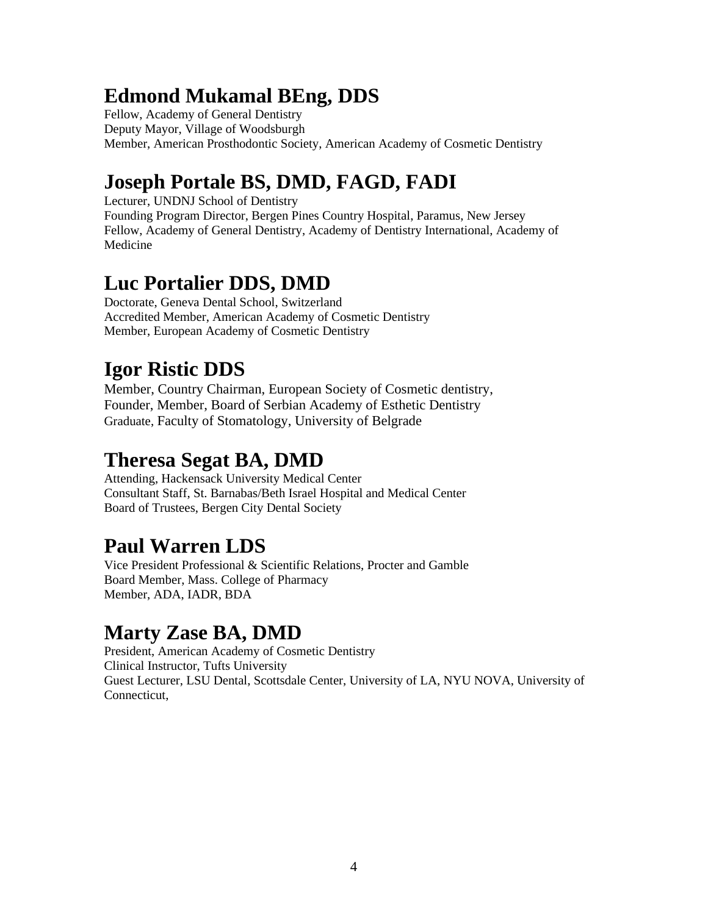## Edmond Mukamal BEng, DDS

Fellow, Academy of General Dentistry
Deputy Mayor, Village of Woodsburgh
Member, American Prosthodontic Society, American Academy of Cosmetic Dentistry

## Joseph Portale BS, DMD, FAGD, FADI

Lecturer, UNDNJ School of Dentistry
Founding Program Director, Bergen Pines Country Hospital, Paramus, New Jersey
Fellow, Academy of General Dentistry, Academy of Dentistry International, Academy of Medicine

## Luc Portalier DDS, DMD

Doctorate, Geneva Dental School, Switzerland
Accredited Member, American Academy of Cosmetic Dentistry
Member, European Academy of Cosmetic Dentistry

## Igor Ristic DDS

Member, Country Chairman, European Society of Cosmetic dentistry,
Founder, Member, Board of Serbian Academy of Esthetic Dentistry
Graduate, Faculty of Stomatology, University of Belgrade

## Theresa Segat BA, DMD

Attending, Hackensack University Medical Center
Consultant Staff, St. Barnabas/Beth Israel Hospital and Medical Center
Board of Trustees, Bergen City Dental Society

## Paul Warren LDS

Vice President Professional & Scientific Relations, Procter and Gamble
Board Member, Mass. College of Pharmacy
Member, ADA, IADR, BDA

## Marty Zase BA, DMD

President, American Academy of Cosmetic Dentistry
Clinical Instructor, Tufts University
Guest Lecturer, LSU Dental, Scottsdale Center, University of LA, NYU NOVA, University of Connecticut,